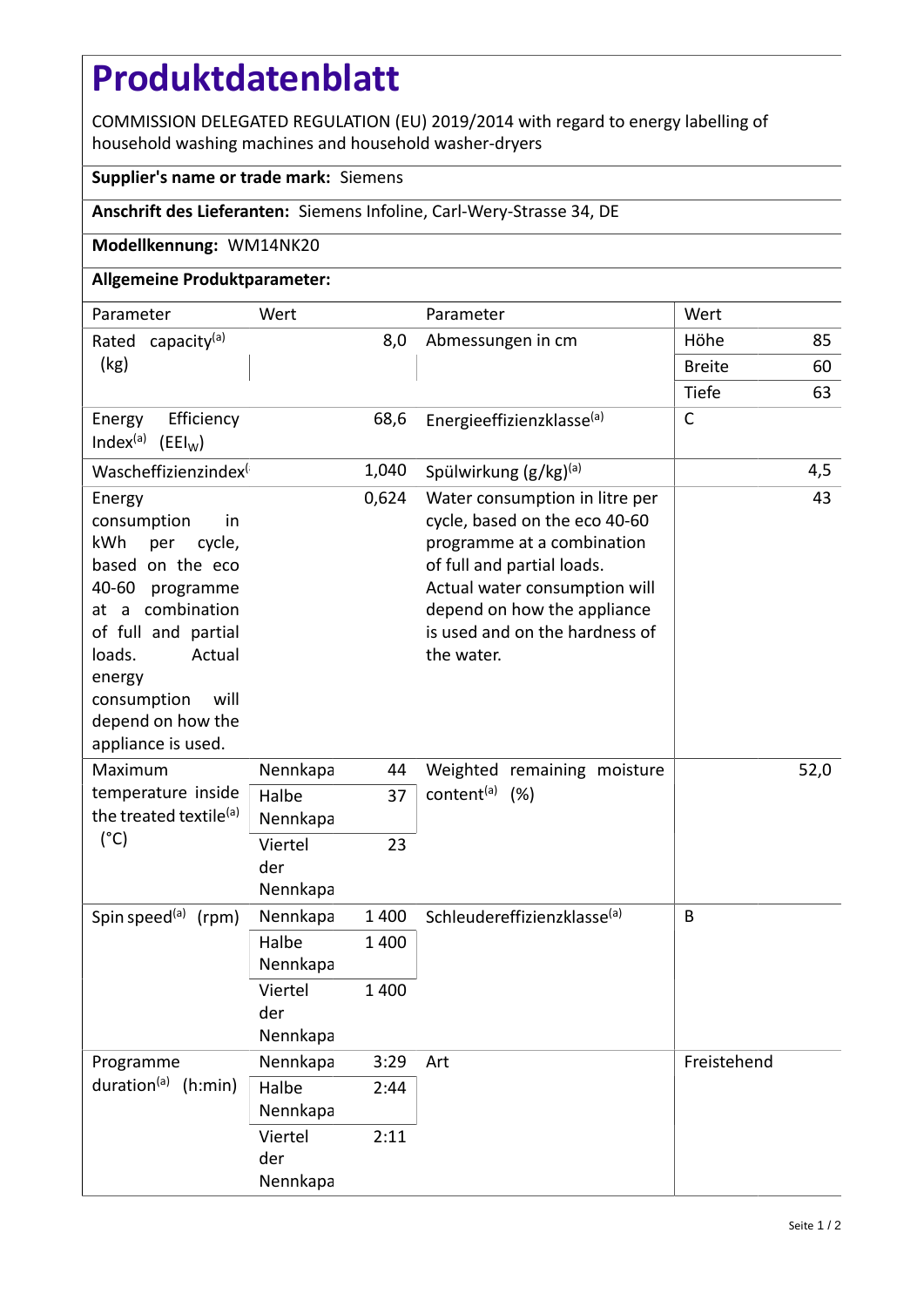# Produktdatenblatt

COMMISSION DELEGATED REGULATION (EU) 2019/2014 with regard to energy labelling of household washing machines and household washer-dryers

**Supplier's name or trade mark:** Siemens

**Anschrift des Lieferanten:** Siemens Infoline, Carl-Wery-Strasse 34, DE

**Modellkennung:** WM14NK20

**Allgemeine Produktparameter:**

| Parameter | Wert | | Parameter | Wert | |
|---|---|---|---|---|---|
| Rated capacity[(a)] (kg) | | 8,0 | Abmessungen in cm | Höhe | 85 |
| | | | | Breite | 60 |
| | | | | Tiefe | 63 |
| Energy Efficiency Index[(a)] ($EEI_W$) | | 68,6 | Energieeffizienzklasse[(a)] | C | |
| Wascheffizienzindex[( | | 1,040 | Spülwirkung (g/kg)[(a)] | | 4,5 |
| Energy consumption in kWh per cycle, based on the eco 40-60 programme at a combination of full and partial loads. Actual energy consumption will depend on how the appliance is used. | | 0,624 | Water consumption in litre per cycle, based on the eco 40-60 programme at a combination of full and partial loads. Actual water consumption will depend on how the appliance is used and on the hardness of the water. | | 43 |
| Maximum temperature inside the treated textile[(a)] (°C) | Nennkapa | 44 | Weighted remaining moisture content[(a)] (%) | | 52,0 |
| | Halbe Nennkapa | 37 | | | |
| | Viertel der Nennkapa | 23 | | | |
| Spin speed[(a)] (rpm) | Nennkapa | 1 400 | Schleudereffizienzklasse[(a)] | B | |
| | Halbe Nennkapa | 1 400 | | | |
| | Viertel der Nennkapa | 1 400 | | | |
| Programme duration[(a)] (h:min) | Nennkapa | 3:29 | Art | Freistehend | |
| | Halbe Nennkapa | 2:44 | | | |
| | Viertel der Nennkapa | 2:11 | | | |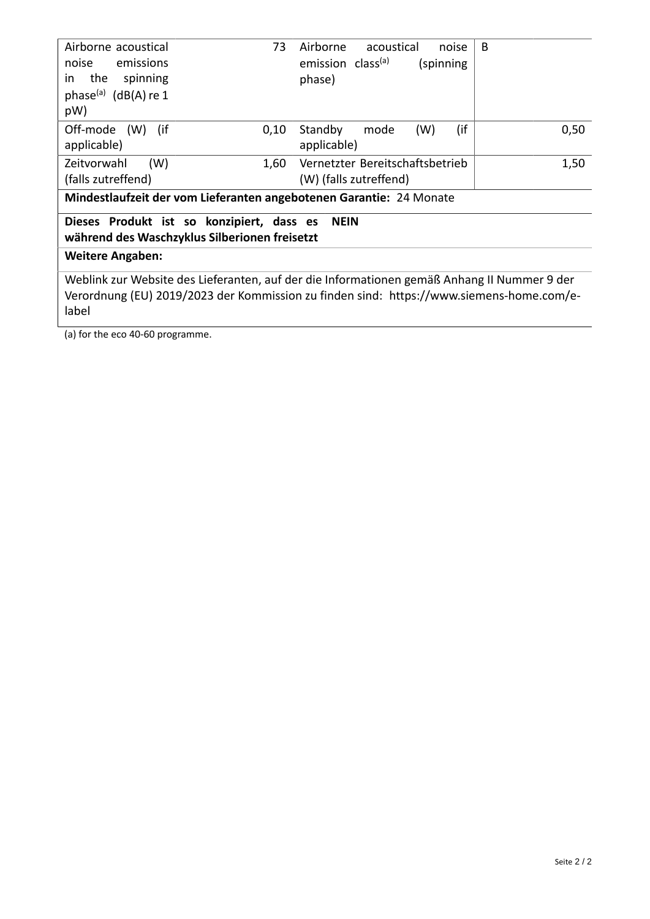| | | | |
|---|---|---|---|
| Airborne acoustical noise emissions in the spinning phase[a] (dB(A) re 1 pW) | 73 | Airborne acoustical noise emission class[a] (spinning phase) | B |
| Off-mode (W) (if applicable) | 0,10 | Standby mode (W) (if applicable) | 0,50 |
| Zeitvorwahl (W) (falls zutreffend) | 1,60 | Vernetzter Bereitschaftsbetrieb (W) (falls zutreffend) | 1,50 |
| **Mindestlaufzeit der vom Lieferanten angebotenen Garantie:** 24 Monate | | | |
| **Dieses Produkt ist so konzipiert, dass es während des Waschzyklus Silberionen freisetzt** | **NEIN** | | |
| **Weitere Angaben:** | | | |
| Weblink zur Website des Lieferanten, auf der die Informationen gemäß Anhang II Nummer 9 der Verordnung (EU) 2019/2023 der Kommission zu finden sind: https://www.siemens-home.com/e-label | | | |

(a) for the eco 40-60 programme.